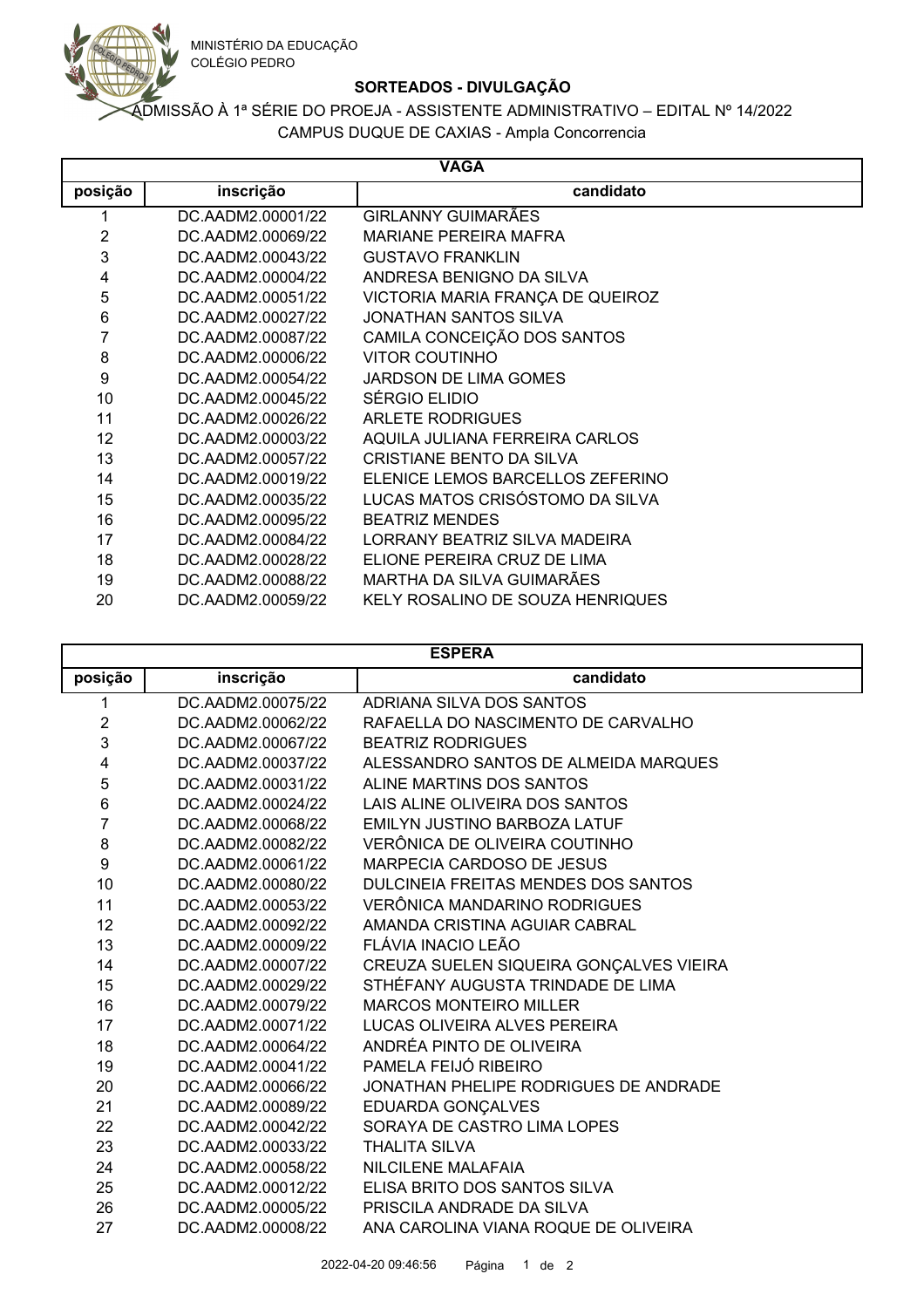MINISTÉRIO DA EDUCAÇÃO
COLÉGIO PEDRO

## SORTEADOS - DIVULGAÇÃO

ADMISSÃO À 1ª SÉRIE DO PROEJA - ASSISTENTE ADMINISTRATIVO – EDITAL Nº 14/2022

CAMPUS DUQUE DE CAXIAS - Ampla Concorrencia

### VAGA

| posição | inscrição | candidato |
|---|---|---|
| 1 | DC.AADM2.00001/22 | GIRLANNY GUIMARÃES |
| 2 | DC.AADM2.00069/22 | MARIANE PEREIRA MAFRA |
| 3 | DC.AADM2.00043/22 | GUSTAVO FRANKLIN |
| 4 | DC.AADM2.00004/22 | ANDRESA BENIGNO DA SILVA |
| 5 | DC.AADM2.00051/22 | VICTORIA MARIA FRANÇA DE QUEIROZ |
| 6 | DC.AADM2.00027/22 | JONATHAN SANTOS SILVA |
| 7 | DC.AADM2.00087/22 | CAMILA CONCEIÇÃO DOS SANTOS |
| 8 | DC.AADM2.00006/22 | VITOR COUTINHO |
| 9 | DC.AADM2.00054/22 | JARDSON DE LIMA GOMES |
| 10 | DC.AADM2.00045/22 | SÉRGIO ELIDIO |
| 11 | DC.AADM2.00026/22 | ARLETE RODRIGUES |
| 12 | DC.AADM2.00003/22 | AQUILA JULIANA FERREIRA CARLOS |
| 13 | DC.AADM2.00057/22 | CRISTIANE BENTO DA SILVA |
| 14 | DC.AADM2.00019/22 | ELENICE LEMOS BARCELLOS ZEFERINO |
| 15 | DC.AADM2.00035/22 | LUCAS MATOS CRISÓSTOMO DA SILVA |
| 16 | DC.AADM2.00095/22 | BEATRIZ MENDES |
| 17 | DC.AADM2.00084/22 | LORRANY BEATRIZ SILVA MADEIRA |
| 18 | DC.AADM2.00028/22 | ELIONE PEREIRA CRUZ DE LIMA |
| 19 | DC.AADM2.00088/22 | MARTHA DA SILVA GUIMARÃES |
| 20 | DC.AADM2.00059/22 | KELY ROSALINO DE SOUZA HENRIQUES |

### ESPERA

| posição | inscrição | candidato |
|---|---|---|
| 1 | DC.AADM2.00075/22 | ADRIANA SILVA DOS SANTOS |
| 2 | DC.AADM2.00062/22 | RAFAELLA DO NASCIMENTO DE CARVALHO |
| 3 | DC.AADM2.00067/22 | BEATRIZ RODRIGUES |
| 4 | DC.AADM2.00037/22 | ALESSANDRO SANTOS DE ALMEIDA MARQUES |
| 5 | DC.AADM2.00031/22 | ALINE MARTINS DOS SANTOS |
| 6 | DC.AADM2.00024/22 | LAIS ALINE OLIVEIRA DOS SANTOS |
| 7 | DC.AADM2.00068/22 | EMILYN JUSTINO BARBOZA LATUF |
| 8 | DC.AADM2.00082/22 | VERÔNICA DE OLIVEIRA COUTINHO |
| 9 | DC.AADM2.00061/22 | MARPECIA CARDOSO DE JESUS |
| 10 | DC.AADM2.00080/22 | DULCINEIA FREITAS MENDES DOS SANTOS |
| 11 | DC.AADM2.00053/22 | VERÔNICA MANDARINO RODRIGUES |
| 12 | DC.AADM2.00092/22 | AMANDA CRISTINA AGUIAR CABRAL |
| 13 | DC.AADM2.00009/22 | FLÁVIA INACIO LEÃO |
| 14 | DC.AADM2.00007/22 | CREUZA SUELEN SIQUEIRA GONÇALVES VIEIRA |
| 15 | DC.AADM2.00029/22 | STHÉFANY AUGUSTA TRINDADE DE LIMA |
| 16 | DC.AADM2.00079/22 | MARCOS MONTEIRO MILLER |
| 17 | DC.AADM2.00071/22 | LUCAS OLIVEIRA ALVES PEREIRA |
| 18 | DC.AADM2.00064/22 | ANDRÉA PINTO DE OLIVEIRA |
| 19 | DC.AADM2.00041/22 | PAMELA FEIJÓ RIBEIRO |
| 20 | DC.AADM2.00066/22 | JONATHAN PHELIPE RODRIGUES DE ANDRADE |
| 21 | DC.AADM2.00089/22 | EDUARDA GONÇALVES |
| 22 | DC.AADM2.00042/22 | SORAYA DE CASTRO LIMA LOPES |
| 23 | DC.AADM2.00033/22 | THALITA SILVA |
| 24 | DC.AADM2.00058/22 | NILCILENE MALAFAIA |
| 25 | DC.AADM2.00012/22 | ELISA BRITO DOS SANTOS SILVA |
| 26 | DC.AADM2.00005/22 | PRISCILA ANDRADE DA SILVA |
| 27 | DC.AADM2.00008/22 | ANA CAROLINA VIANA ROQUE DE OLIVEIRA |

2022-04-20 09:46:56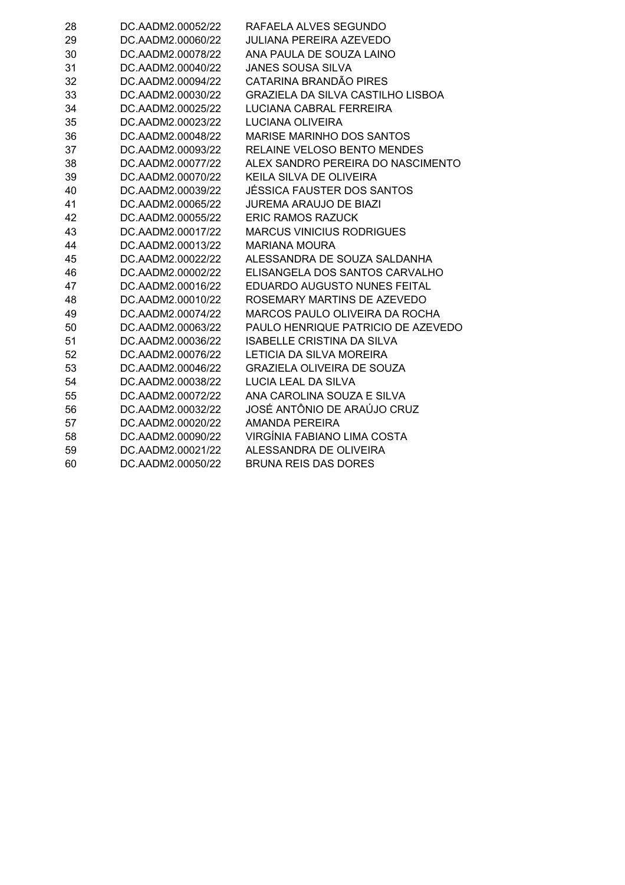| | | |
|---|---|---|
| 28 | DC.AADM2.00052/22 | RAFAELA ALVES SEGUNDO |
| 29 | DC.AADM2.00060/22 | JULIANA PEREIRA AZEVEDO |
| 30 | DC.AADM2.00078/22 | ANA PAULA DE SOUZA LAINO |
| 31 | DC.AADM2.00040/22 | JANES SOUSA SILVA |
| 32 | DC.AADM2.00094/22 | CATARINA BRANDÃO PIRES |
| 33 | DC.AADM2.00030/22 | GRAZIELA DA SILVA CASTILHO LISBOA |
| 34 | DC.AADM2.00025/22 | LUCIANA CABRAL FERREIRA |
| 35 | DC.AADM2.00023/22 | LUCIANA OLIVEIRA |
| 36 | DC.AADM2.00048/22 | MARISE MARINHO DOS SANTOS |
| 37 | DC.AADM2.00093/22 | RELAINE VELOSO BENTO MENDES |
| 38 | DC.AADM2.00077/22 | ALEX SANDRO PEREIRA DO NASCIMENTO |
| 39 | DC.AADM2.00070/22 | KEILA SILVA DE OLIVEIRA |
| 40 | DC.AADM2.00039/22 | JÉSSICA FAUSTER DOS SANTOS |
| 41 | DC.AADM2.00065/22 | JUREMA ARAUJO DE BIAZI |
| 42 | DC.AADM2.00055/22 | ERIC RAMOS RAZUCK |
| 43 | DC.AADM2.00017/22 | MARCUS VINICIUS RODRIGUES |
| 44 | DC.AADM2.00013/22 | MARIANA MOURA |
| 45 | DC.AADM2.00022/22 | ALESSANDRA DE SOUZA SALDANHA |
| 46 | DC.AADM2.00002/22 | ELISANGELA DOS SANTOS CARVALHO |
| 47 | DC.AADM2.00016/22 | EDUARDO AUGUSTO NUNES FEITAL |
| 48 | DC.AADM2.00010/22 | ROSEMARY MARTINS DE AZEVEDO |
| 49 | DC.AADM2.00074/22 | MARCOS PAULO OLIVEIRA DA ROCHA |
| 50 | DC.AADM2.00063/22 | PAULO HENRIQUE PATRICIO DE AZEVEDO |
| 51 | DC.AADM2.00036/22 | ISABELLE CRISTINA DA SILVA |
| 52 | DC.AADM2.00076/22 | LETICIA DA SILVA MOREIRA |
| 53 | DC.AADM2.00046/22 | GRAZIELA OLIVEIRA DE SOUZA |
| 54 | DC.AADM2.00038/22 | LUCIA LEAL DA SILVA |
| 55 | DC.AADM2.00072/22 | ANA CAROLINA SOUZA E SILVA |
| 56 | DC.AADM2.00032/22 | JOSÉ ANTÔNIO DE ARAÚJO CRUZ |
| 57 | DC.AADM2.00020/22 | AMANDA PEREIRA |
| 58 | DC.AADM2.00090/22 | VIRGÍNIA FABIANO LIMA COSTA |
| 59 | DC.AADM2.00021/22 | ALESSANDRA DE OLIVEIRA |
| 60 | DC.AADM2.00050/22 | BRUNA REIS DAS DORES |